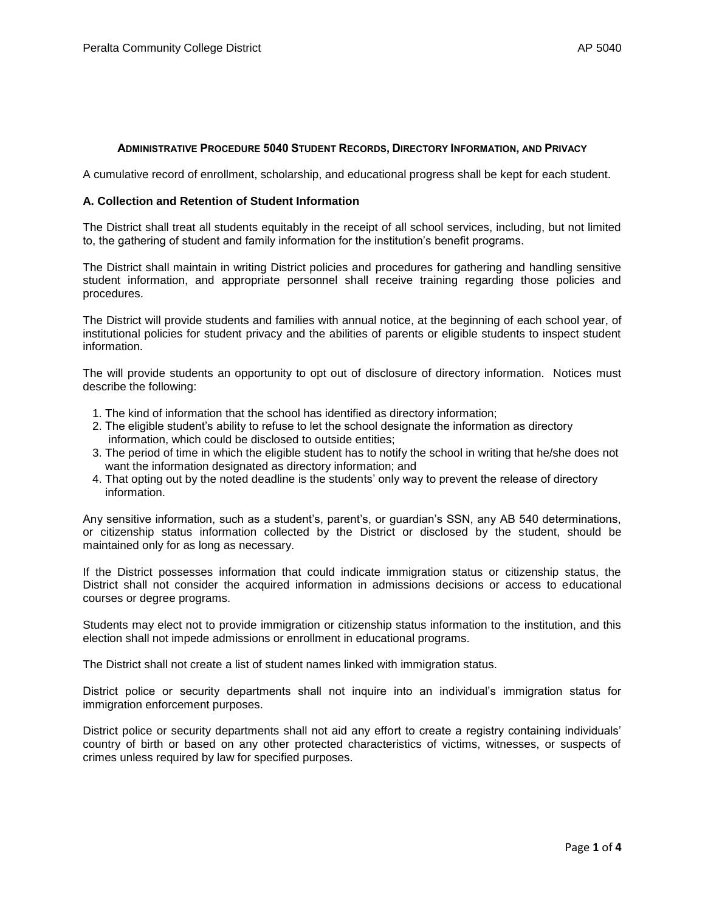## Administrative Procedure 5040 Student Records, Directory Information, and Privacy

A cumulative record of enrollment, scholarship, and educational progress shall be kept for each student.

### A. Collection and Retention of Student Information

The District shall treat all students equitably in the receipt of all school services, including, but not limited to, the gathering of student and family information for the institution's benefit programs.

The District shall maintain in writing District policies and procedures for gathering and handling sensitive student information, and appropriate personnel shall receive training regarding those policies and procedures.

The District will provide students and families with annual notice, at the beginning of each school year, of institutional policies for student privacy and the abilities of parents or eligible students to inspect student information.

The will provide students an opportunity to opt out of disclosure of directory information. Notices must describe the following:

1. The kind of information that the school has identified as directory information;
2. The eligible student's ability to refuse to let the school designate the information as directory information, which could be disclosed to outside entities;
3. The period of time in which the eligible student has to notify the school in writing that he/she does not want the information designated as directory information; and
4. That opting out by the noted deadline is the students' only way to prevent the release of directory information.

Any sensitive information, such as a student's, parent's, or guardian's SSN, any AB 540 determinations, or citizenship status information collected by the District or disclosed by the student, should be maintained only for as long as necessary.

If the District possesses information that could indicate immigration status or citizenship status, the District shall not consider the acquired information in admissions decisions or access to educational courses or degree programs.

Students may elect not to provide immigration or citizenship status information to the institution, and this election shall not impede admissions or enrollment in educational programs.

The District shall not create a list of student names linked with immigration status.

District police or security departments shall not inquire into an individual's immigration status for immigration enforcement purposes.

District police or security departments shall not aid any effort to create a registry containing individuals' country of birth or based on any other protected characteristics of victims, witnesses, or suspects of crimes unless required by law for specified purposes.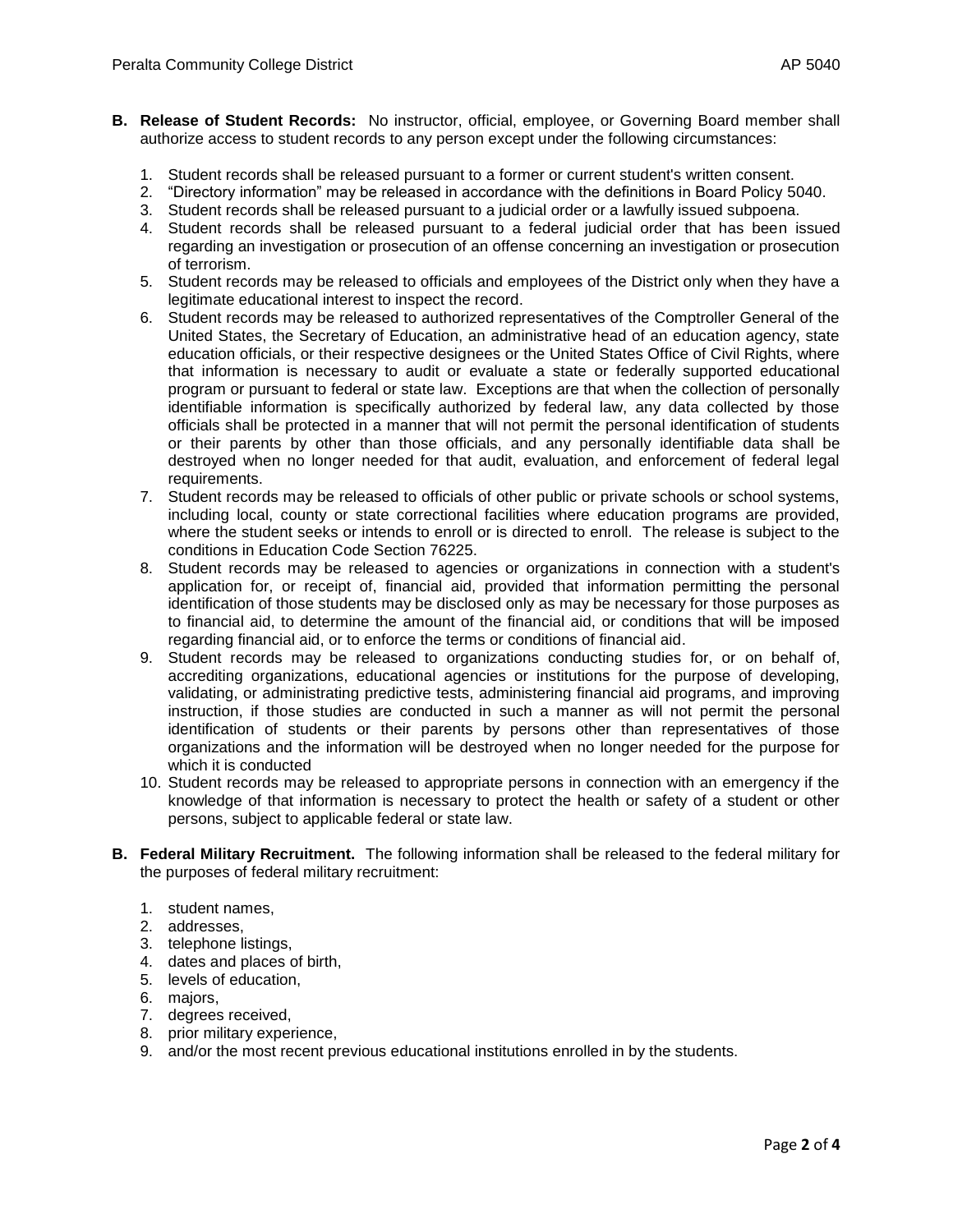**B. Release of Student Records:** No instructor, official, employee, or Governing Board member shall authorize access to student records to any person except under the following circumstances:

1. Student records shall be released pursuant to a former or current student's written consent.
2. "Directory information" may be released in accordance with the definitions in Board Policy 5040.
3. Student records shall be released pursuant to a judicial order or a lawfully issued subpoena.
4. Student records shall be released pursuant to a federal judicial order that has been issued regarding an investigation or prosecution of an offense concerning an investigation or prosecution of terrorism.
5. Student records may be released to officials and employees of the District only when they have a legitimate educational interest to inspect the record.
6. Student records may be released to authorized representatives of the Comptroller General of the United States, the Secretary of Education, an administrative head of an education agency, state education officials, or their respective designees or the United States Office of Civil Rights, where that information is necessary to audit or evaluate a state or federally supported educational program or pursuant to federal or state law. Exceptions are that when the collection of personally identifiable information is specifically authorized by federal law, any data collected by those officials shall be protected in a manner that will not permit the personal identification of students or their parents by other than those officials, and any personally identifiable data shall be destroyed when no longer needed for that audit, evaluation, and enforcement of federal legal requirements.
7. Student records may be released to officials of other public or private schools or school systems, including local, county or state correctional facilities where education programs are provided, where the student seeks or intends to enroll or is directed to enroll. The release is subject to the conditions in Education Code Section 76225.
8. Student records may be released to agencies or organizations in connection with a student's application for, or receipt of, financial aid, provided that information permitting the personal identification of those students may be disclosed only as may be necessary for those purposes as to financial aid, to determine the amount of the financial aid, or conditions that will be imposed regarding financial aid, or to enforce the terms or conditions of financial aid.
9. Student records may be released to organizations conducting studies for, or on behalf of, accrediting organizations, educational agencies or institutions for the purpose of developing, validating, or administrating predictive tests, administering financial aid programs, and improving instruction, if those studies are conducted in such a manner as will not permit the personal identification of students or their parents by persons other than representatives of those organizations and the information will be destroyed when no longer needed for the purpose for which it is conducted
10. Student records may be released to appropriate persons in connection with an emergency if the knowledge of that information is necessary to protect the health or safety of a student or other persons, subject to applicable federal or state law.

**B. Federal Military Recruitment.** The following information shall be released to the federal military for the purposes of federal military recruitment:

1. student names,
2. addresses,
3. telephone listings,
4. dates and places of birth,
5. levels of education,
6. majors,
7. degrees received,
8. prior military experience,
9. and/or the most recent previous educational institutions enrolled in by the students.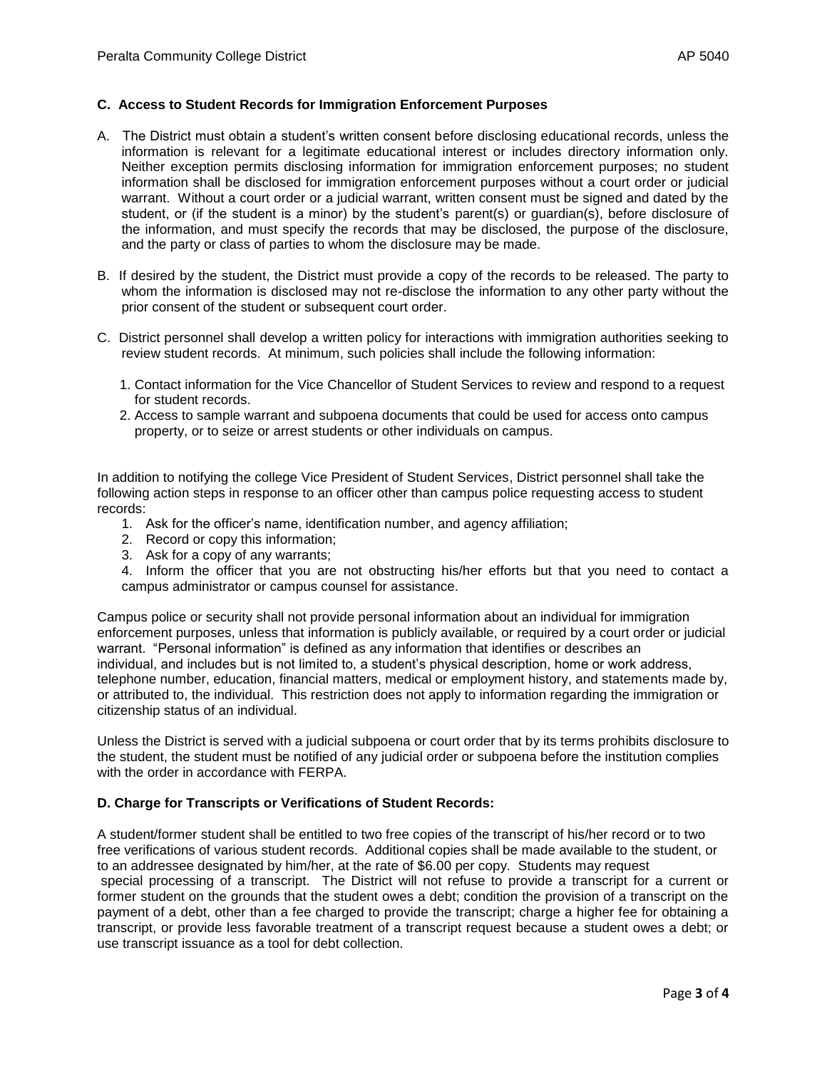### C. Access to Student Records for Immigration Enforcement Purposes

A. The District must obtain a student's written consent before disclosing educational records, unless the information is relevant for a legitimate educational interest or includes directory information only. Neither exception permits disclosing information for immigration enforcement purposes; no student information shall be disclosed for immigration enforcement purposes without a court order or judicial warrant. Without a court order or a judicial warrant, written consent must be signed and dated by the student, or (if the student is a minor) by the student's parent(s) or guardian(s), before disclosure of the information, and must specify the records that may be disclosed, the purpose of the disclosure, and the party or class of parties to whom the disclosure may be made.

B. If desired by the student, the District must provide a copy of the records to be released. The party to whom the information is disclosed may not re-disclose the information to any other party without the prior consent of the student or subsequent court order.

C. District personnel shall develop a written policy for interactions with immigration authorities seeking to review student records. At minimum, such policies shall include the following information:

1. Contact information for the Vice Chancellor of Student Services to review and respond to a request for student records.
2. Access to sample warrant and subpoena documents that could be used for access onto campus property, or to seize or arrest students or other individuals on campus.

In addition to notifying the college Vice President of Student Services, District personnel shall take the following action steps in response to an officer other than campus police requesting access to student records:

1. Ask for the officer's name, identification number, and agency affiliation;
2. Record or copy this information;
3. Ask for a copy of any warrants;
4. Inform the officer that you are not obstructing his/her efforts but that you need to contact a campus administrator or campus counsel for assistance.

Campus police or security shall not provide personal information about an individual for immigration enforcement purposes, unless that information is publicly available, or required by a court order or judicial warrant. "Personal information" is defined as any information that identifies or describes an individual, and includes but is not limited to, a student's physical description, home or work address, telephone number, education, financial matters, medical or employment history, and statements made by, or attributed to, the individual. This restriction does not apply to information regarding the immigration or citizenship status of an individual.

Unless the District is served with a judicial subpoena or court order that by its terms prohibits disclosure to the student, the student must be notified of any judicial order or subpoena before the institution complies with the order in accordance with FERPA.

### D. Charge for Transcripts or Verifications of Student Records:

A student/former student shall be entitled to two free copies of the transcript of his/her record or to two free verifications of various student records. Additional copies shall be made available to the student, or to an addressee designated by him/her, at the rate of $6.00 per copy. Students may request special processing of a transcript. The District will not refuse to provide a transcript for a current or former student on the grounds that the student owes a debt; condition the provision of a transcript on the payment of a debt, other than a fee charged to provide the transcript; charge a higher fee for obtaining a transcript, or provide less favorable treatment of a transcript request because a student owes a debt; or use transcript issuance as a tool for debt collection.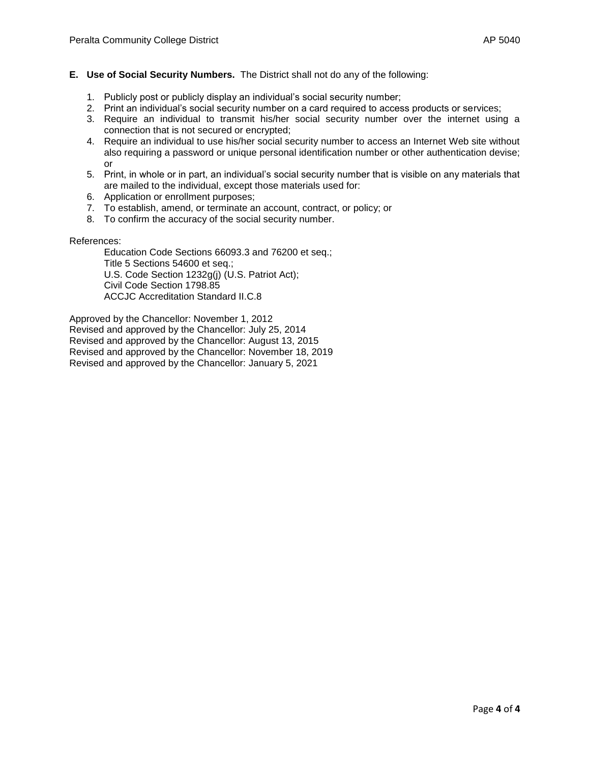**E. Use of Social Security Numbers.** The District shall not do any of the following:

1. Publicly post or publicly display an individual's social security number;
2. Print an individual's social security number on a card required to access products or services;
3. Require an individual to transmit his/her social security number over the internet using a connection that is not secured or encrypted;
4. Require an individual to use his/her social security number to access an Internet Web site without also requiring a password or unique personal identification number or other authentication devise; or
5. Print, in whole or in part, an individual's social security number that is visible on any materials that are mailed to the individual, except those materials used for:
6. Application or enrollment purposes;
7. To establish, amend, or terminate an account, contract, or policy; or
8. To confirm the accuracy of the social security number.

References:

Education Code Sections 66093.3 and 76200 et seq.;
Title 5 Sections 54600 et seq.;
U.S. Code Section 1232g(j) (U.S. Patriot Act);
Civil Code Section 1798.85
ACCJC Accreditation Standard II.C.8

Approved by the Chancellor: November 1, 2012
Revised and approved by the Chancellor: July 25, 2014
Revised and approved by the Chancellor: August 13, 2015
Revised and approved by the Chancellor: November 18, 2019
Revised and approved by the Chancellor: January 5, 2021